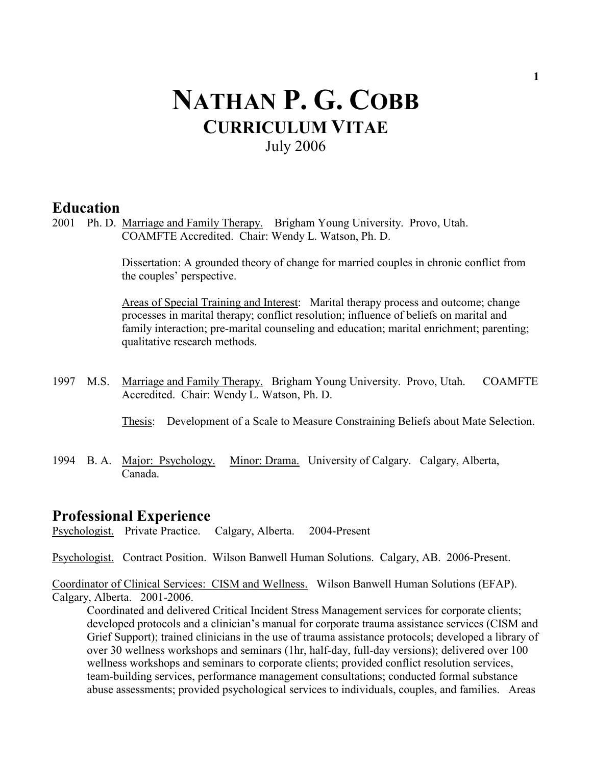# NATHAN P. G. COBB

## CURRICULUM VITAE

July 2006

## Education

2001 Ph. D. Marriage and Family Therapy. Brigham Young University. Provo, Utah. COAMFTE Accredited. Chair: Wendy L. Watson, Ph. D.

Dissertation: A grounded theory of change for married couples in chronic conflict from the couples' perspective.

Areas of Special Training and Interest: Marital therapy process and outcome; change processes in marital therapy; conflict resolution; influence of beliefs on marital and family interaction; pre-marital counseling and education; marital enrichment; parenting; qualitative research methods.

1997 M.S. Marriage and Family Therapy. Brigham Young University. Provo, Utah. COAMFTE Accredited. Chair: Wendy L. Watson, Ph. D.

Thesis: Development of a Scale to Measure Constraining Beliefs about Mate Selection.

1994 B. A. Major: Psychology. Minor: Drama. University of Calgary. Calgary, Alberta, Canada.

## Professional Experience

Psychologist. Private Practice. Calgary, Alberta. 2004-Present

Psychologist. Contract Position. Wilson Banwell Human Solutions. Calgary, AB. 2006-Present.

Coordinator of Clinical Services: CISM and Wellness. Wilson Banwell Human Solutions (EFAP). Calgary, Alberta. 2001-2006.

Coordinated and delivered Critical Incident Stress Management services for corporate clients; developed protocols and a clinician's manual for corporate trauma assistance services (CISM and Grief Support); trained clinicians in the use of trauma assistance protocols; developed a library of over 30 wellness workshops and seminars (1hr, half-day, full-day versions); delivered over 100 wellness workshops and seminars to corporate clients; provided conflict resolution services, team-building services, performance management consultations; conducted formal substance abuse assessments; provided psychological services to individuals, couples, and families. Areas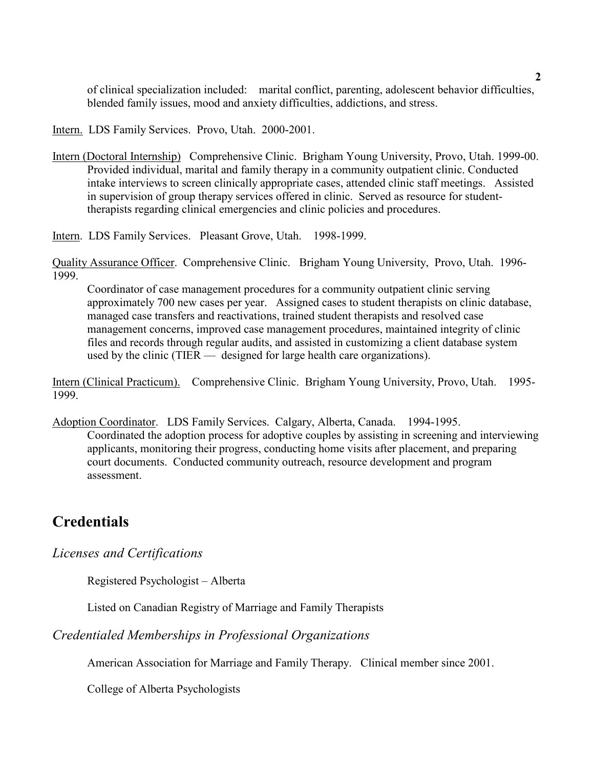of clinical specialization included: marital conflict, parenting, adolescent behavior difficulties, blended family issues, mood and anxiety difficulties, addictions, and stress.

Intern. LDS Family Services. Provo, Utah. 2000-2001.

Intern (Doctoral Internship) Comprehensive Clinic. Brigham Young University, Provo, Utah. 1999-00.
Provided individual, marital and family therapy in a community outpatient clinic. Conducted intake interviews to screen clinically appropriate cases, attended clinic staff meetings. Assisted in supervision of group therapy services offered in clinic. Served as resource for student-therapists regarding clinical emergencies and clinic policies and procedures.

Intern. LDS Family Services. Pleasant Grove, Utah. 1998-1999.

Quality Assurance Officer. Comprehensive Clinic. Brigham Young University, Provo, Utah. 1996-1999.
Coordinator of case management procedures for a community outpatient clinic serving approximately 700 new cases per year. Assigned cases to student therapists on clinic database, managed case transfers and reactivations, trained student therapists and resolved case management concerns, improved case management procedures, maintained integrity of clinic files and records through regular audits, and assisted in customizing a client database system used by the clinic (TIER — designed for large health care organizations).

Intern (Clinical Practicum). Comprehensive Clinic. Brigham Young University, Provo, Utah. 1995-1999.

Adoption Coordinator. LDS Family Services. Calgary, Alberta, Canada. 1994-1995.
Coordinated the adoption process for adoptive couples by assisting in screening and interviewing applicants, monitoring their progress, conducting home visits after placement, and preparing court documents. Conducted community outreach, resource development and program assessment.

## Credentials

### *Licenses and Certifications*

Registered Psychologist – Alberta

Listed on Canadian Registry of Marriage and Family Therapists

### *Credentialed Memberships in Professional Organizations*

American Association for Marriage and Family Therapy. Clinical member since 2001.

College of Alberta Psychologists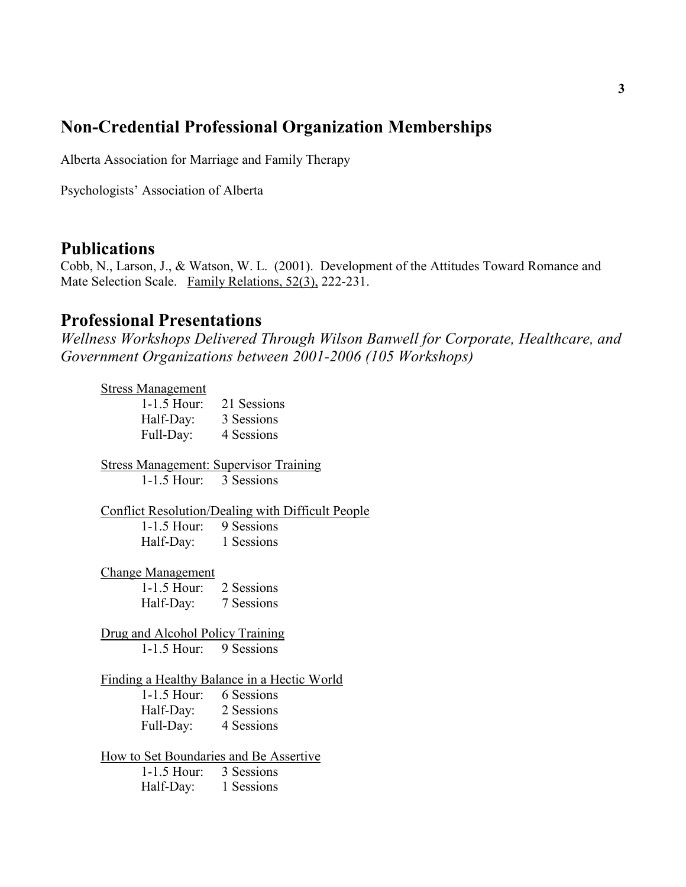## Non-Credential Professional Organization Memberships

Alberta Association for Marriage and Family Therapy

Psychologists' Association of Alberta

## Publications

Cobb, N., Larson, J., & Watson, W. L. (2001). Development of the Attitudes Toward Romance and Mate Selection Scale. Family Relations, 52(3), 222-231.

## Professional Presentations

*Wellness Workshops Delivered Through Wilson Banwell for Corporate, Healthcare, and Government Organizations between 2001-2006 (105 Workshops)*

Stress Management
- 1-1.5 Hour: 21 Sessions
- Half-Day: 3 Sessions
- Full-Day: 4 Sessions

Stress Management: Supervisor Training
- 1-1.5 Hour: 3 Sessions

Conflict Resolution/Dealing with Difficult People
- 1-1.5 Hour: 9 Sessions
- Half-Day: 1 Sessions

Change Management
- 1-1.5 Hour: 2 Sessions
- Half-Day: 7 Sessions

Drug and Alcohol Policy Training
- 1-1.5 Hour: 9 Sessions

Finding a Healthy Balance in a Hectic World
- 1-1.5 Hour: 6 Sessions
- Half-Day: 2 Sessions
- Full-Day: 4 Sessions

How to Set Boundaries and Be Assertive
- 1-1.5 Hour: 3 Sessions
- Half-Day: 1 Sessions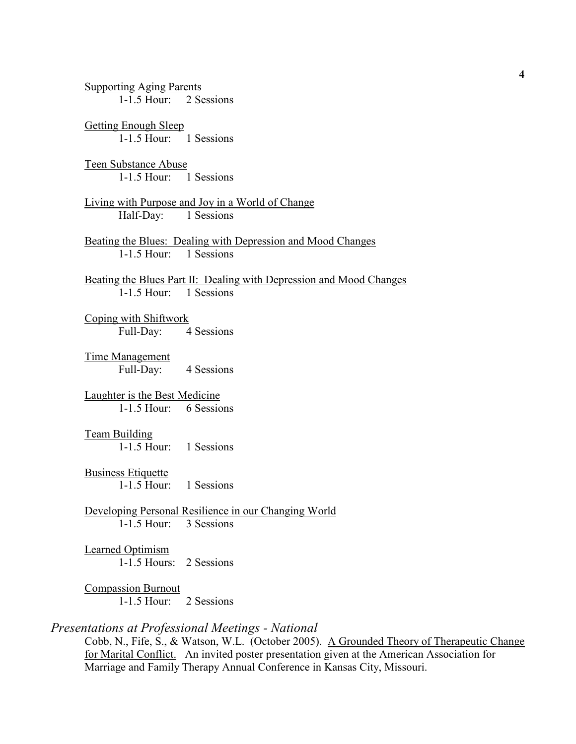Supporting Aging Parents
1-1.5 Hour: 2 Sessions

Getting Enough Sleep
1-1.5 Hour: 1 Sessions

Teen Substance Abuse
1-1.5 Hour: 1 Sessions

Living with Purpose and Joy in a World of Change
Half-Day: 1 Sessions

Beating the Blues: Dealing with Depression and Mood Changes
1-1.5 Hour: 1 Sessions

Beating the Blues Part II: Dealing with Depression and Mood Changes
1-1.5 Hour: 1 Sessions

Coping with Shiftwork
Full-Day: 4 Sessions

Time Management
Full-Day: 4 Sessions

Laughter is the Best Medicine
1-1.5 Hour: 6 Sessions

Team Building
1-1.5 Hour: 1 Sessions

Business Etiquette
1-1.5 Hour: 1 Sessions

Developing Personal Resilience in our Changing World
1-1.5 Hour: 3 Sessions

Learned Optimism
1-1.5 Hours: 2 Sessions

Compassion Burnout
1-1.5 Hour: 2 Sessions

### *Presentations at Professional Meetings - National*

Cobb, N., Fife, S., & Watson, W.L. (October 2005). A Grounded Theory of Therapeutic Change for Marital Conflict. An invited poster presentation given at the American Association for Marriage and Family Therapy Annual Conference in Kansas City, Missouri.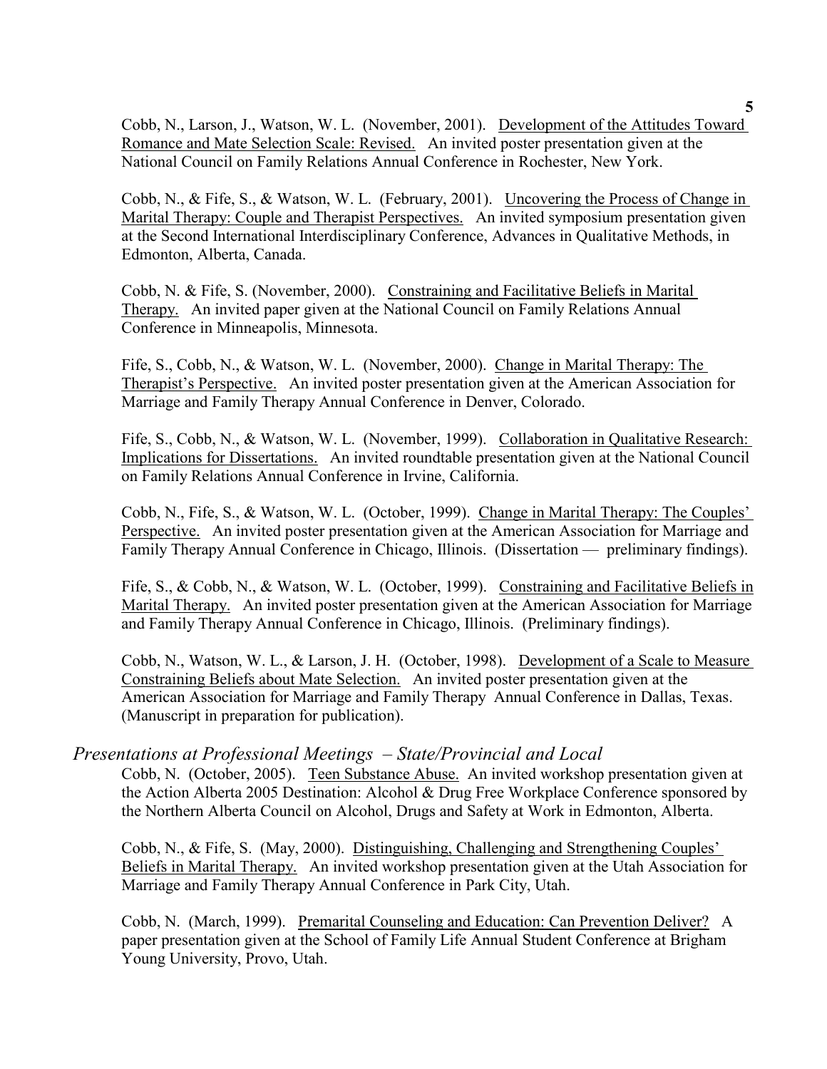Cobb, N., Larson, J., Watson, W. L. (November, 2001). Development of the Attitudes Toward Romance and Mate Selection Scale: Revised. An invited poster presentation given at the National Council on Family Relations Annual Conference in Rochester, New York.

Cobb, N., & Fife, S., & Watson, W. L. (February, 2001). Uncovering the Process of Change in Marital Therapy: Couple and Therapist Perspectives. An invited symposium presentation given at the Second International Interdisciplinary Conference, Advances in Qualitative Methods, in Edmonton, Alberta, Canada.

Cobb, N. & Fife, S. (November, 2000). Constraining and Facilitative Beliefs in Marital Therapy. An invited paper given at the National Council on Family Relations Annual Conference in Minneapolis, Minnesota.

Fife, S., Cobb, N., & Watson, W. L. (November, 2000). Change in Marital Therapy: The Therapist's Perspective. An invited poster presentation given at the American Association for Marriage and Family Therapy Annual Conference in Denver, Colorado.

Fife, S., Cobb, N., & Watson, W. L. (November, 1999). Collaboration in Qualitative Research: Implications for Dissertations. An invited roundtable presentation given at the National Council on Family Relations Annual Conference in Irvine, California.

Cobb, N., Fife, S., & Watson, W. L. (October, 1999). Change in Marital Therapy: The Couples' Perspective. An invited poster presentation given at the American Association for Marriage and Family Therapy Annual Conference in Chicago, Illinois. (Dissertation — preliminary findings).

Fife, S., & Cobb, N., & Watson, W. L. (October, 1999). Constraining and Facilitative Beliefs in Marital Therapy. An invited poster presentation given at the American Association for Marriage and Family Therapy Annual Conference in Chicago, Illinois. (Preliminary findings).

Cobb, N., Watson, W. L., & Larson, J. H. (October, 1998). Development of a Scale to Measure Constraining Beliefs about Mate Selection. An invited poster presentation given at the American Association for Marriage and Family Therapy Annual Conference in Dallas, Texas. (Manuscript in preparation for publication).

### *Presentations at Professional Meetings – State/Provincial and Local*

Cobb, N. (October, 2005). Teen Substance Abuse. An invited workshop presentation given at the Action Alberta 2005 Destination: Alcohol & Drug Free Workplace Conference sponsored by the Northern Alberta Council on Alcohol, Drugs and Safety at Work in Edmonton, Alberta.

Cobb, N., & Fife, S. (May, 2000). Distinguishing, Challenging and Strengthening Couples' Beliefs in Marital Therapy. An invited workshop presentation given at the Utah Association for Marriage and Family Therapy Annual Conference in Park City, Utah.

Cobb, N. (March, 1999). Premarital Counseling and Education: Can Prevention Deliver? A paper presentation given at the School of Family Life Annual Student Conference at Brigham Young University, Provo, Utah.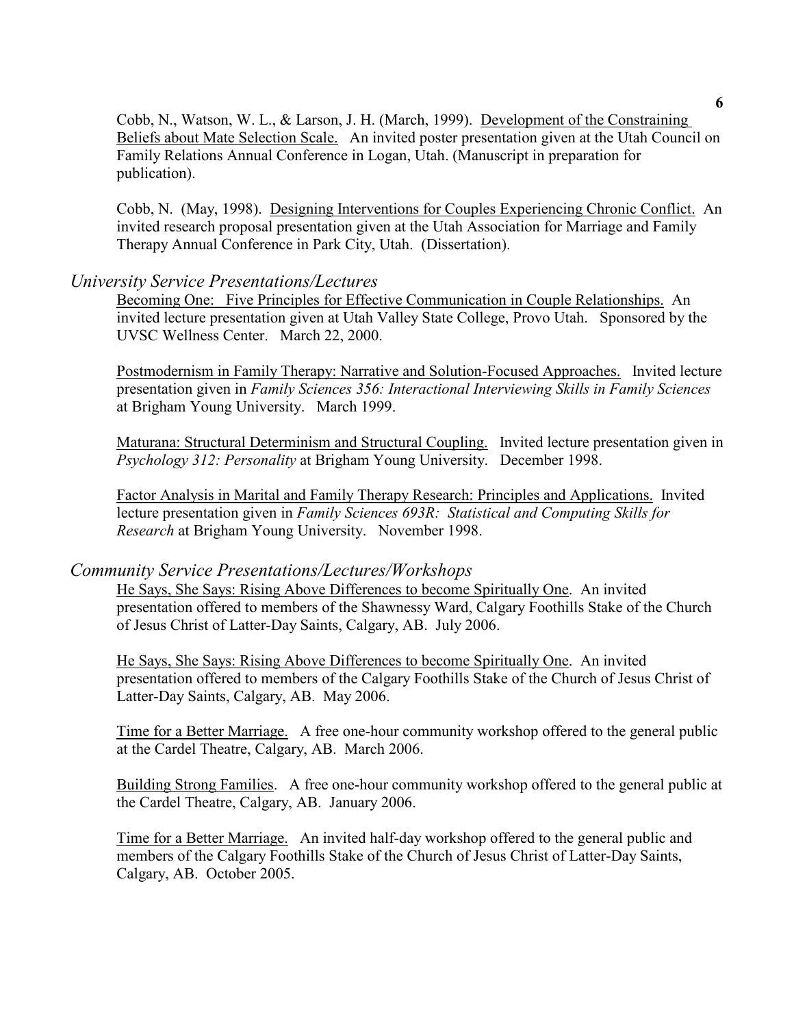Cobb, N., Watson, W. L., & Larson, J. H. (March, 1999). Development of the Constraining Beliefs about Mate Selection Scale. An invited poster presentation given at the Utah Council on Family Relations Annual Conference in Logan, Utah. (Manuscript in preparation for publication).

Cobb, N. (May, 1998). Designing Interventions for Couples Experiencing Chronic Conflict. An invited research proposal presentation given at the Utah Association for Marriage and Family Therapy Annual Conference in Park City, Utah. (Dissertation).

### *University Service Presentations/Lectures*

Becoming One: Five Principles for Effective Communication in Couple Relationships. An invited lecture presentation given at Utah Valley State College, Provo Utah. Sponsored by the UVSC Wellness Center. March 22, 2000.

Postmodernism in Family Therapy: Narrative and Solution-Focused Approaches. Invited lecture presentation given in *Family Sciences 356: Interactional Interviewing Skills in Family Sciences* at Brigham Young University. March 1999.

Maturana: Structural Determinism and Structural Coupling. Invited lecture presentation given in *Psychology 312: Personality* at Brigham Young University. December 1998.

Factor Analysis in Marital and Family Therapy Research: Principles and Applications. Invited lecture presentation given in *Family Sciences 693R: Statistical and Computing Skills for Research* at Brigham Young University. November 1998.

### *Community Service Presentations/Lectures/Workshops*

He Says, She Says: Rising Above Differences to become Spiritually One. An invited presentation offered to members of the Shawnessy Ward, Calgary Foothills Stake of the Church of Jesus Christ of Latter-Day Saints, Calgary, AB. July 2006.

He Says, She Says: Rising Above Differences to become Spiritually One. An invited presentation offered to members of the Calgary Foothills Stake of the Church of Jesus Christ of Latter-Day Saints, Calgary, AB. May 2006.

Time for a Better Marriage. A free one-hour community workshop offered to the general public at the Cardel Theatre, Calgary, AB. March 2006.

Building Strong Families. A free one-hour community workshop offered to the general public at the Cardel Theatre, Calgary, AB. January 2006.

Time for a Better Marriage. An invited half-day workshop offered to the general public and members of the Calgary Foothills Stake of the Church of Jesus Christ of Latter-Day Saints, Calgary, AB. October 2005.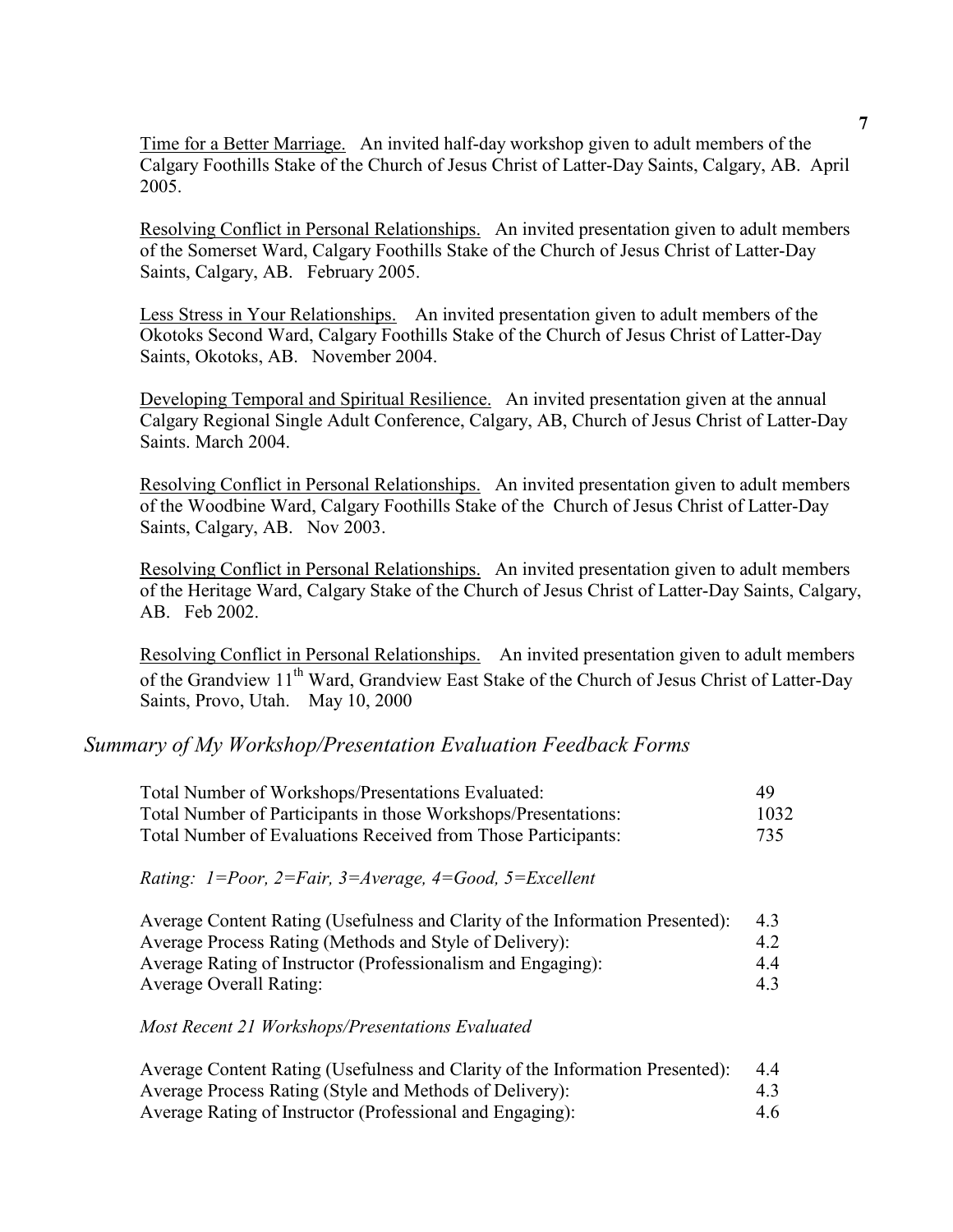<u>Time for a Better Marriage.</u> An invited half-day workshop given to adult members of the Calgary Foothills Stake of the Church of Jesus Christ of Latter-Day Saints, Calgary, AB. April 2005.

<u>Resolving Conflict in Personal Relationships.</u> An invited presentation given to adult members of the Somerset Ward, Calgary Foothills Stake of the Church of Jesus Christ of Latter-Day Saints, Calgary, AB. February 2005.

<u>Less Stress in Your Relationships.</u> An invited presentation given to adult members of the Okotoks Second Ward, Calgary Foothills Stake of the Church of Jesus Christ of Latter-Day Saints, Okotoks, AB. November 2004.

<u>Developing Temporal and Spiritual Resilience.</u> An invited presentation given at the annual Calgary Regional Single Adult Conference, Calgary, AB, Church of Jesus Christ of Latter-Day Saints. March 2004.

<u>Resolving Conflict in Personal Relationships.</u> An invited presentation given to adult members of the Woodbine Ward, Calgary Foothills Stake of the Church of Jesus Christ of Latter-Day Saints, Calgary, AB. Nov 2003.

<u>Resolving Conflict in Personal Relationships.</u> An invited presentation given to adult members of the Heritage Ward, Calgary Stake of the Church of Jesus Christ of Latter-Day Saints, Calgary, AB. Feb 2002.

<u>Resolving Conflict in Personal Relationships.</u> An invited presentation given to adult members of the Grandview 11th Ward, Grandview East Stake of the Church of Jesus Christ of Latter-Day Saints, Provo, Utah. May 10, 2000

## *Summary of My Workshop/Presentation Evaluation Feedback Forms*

| | |
|---|---|
| Total Number of Workshops/Presentations Evaluated: | 49 |
| Total Number of Participants in those Workshops/Presentations: | 1032 |
| Total Number of Evaluations Received from Those Participants: | 735 |

*Rating: 1=Poor, 2=Fair, 3=Average, 4=Good, 5=Excellent*

| | |
|---|---|
| Average Content Rating (Usefulness and Clarity of the Information Presented): | 4.3 |
| Average Process Rating (Methods and Style of Delivery): | 4.2 |
| Average Rating of Instructor (Professionalism and Engaging): | 4.4 |
| Average Overall Rating: | 4.3 |

*Most Recent 21 Workshops/Presentations Evaluated*

| | |
|---|---|
| Average Content Rating (Usefulness and Clarity of the Information Presented): | 4.4 |
| Average Process Rating (Style and Methods of Delivery): | 4.3 |
| Average Rating of Instructor (Professional and Engaging): | 4.6 |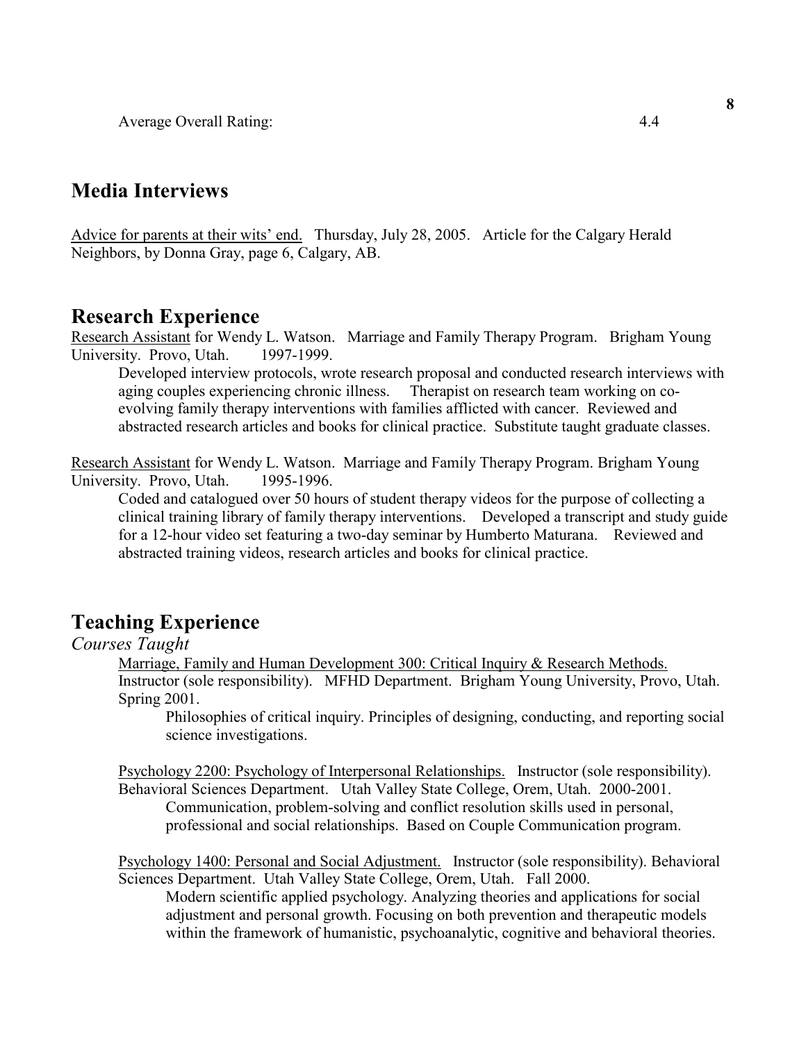Average Overall Rating: 4.4

## Media Interviews

<u>Advice for parents at their wits' end.</u> Thursday, July 28, 2005. Article for the Calgary Herald Neighbors, by Donna Gray, page 6, Calgary, AB.

## Research Experience

<u>Research Assistant</u> for Wendy L. Watson. Marriage and Family Therapy Program. Brigham Young University. Provo, Utah. 1997-1999.

Developed interview protocols, wrote research proposal and conducted research interviews with aging couples experiencing chronic illness. Therapist on research team working on co-evolving family therapy interventions with families afflicted with cancer. Reviewed and abstracted research articles and books for clinical practice. Substitute taught graduate classes.

<u>Research Assistant</u> for Wendy L. Watson. Marriage and Family Therapy Program. Brigham Young University. Provo, Utah. 1995-1996.

Coded and catalogued over 50 hours of student therapy videos for the purpose of collecting a clinical training library of family therapy interventions. Developed a transcript and study guide for a 12-hour video set featuring a two-day seminar by Humberto Maturana. Reviewed and abstracted training videos, research articles and books for clinical practice.

## Teaching Experience

*Courses Taught*

<u>Marriage, Family and Human Development 300: Critical Inquiry & Research Methods.</u> Instructor (sole responsibility). MFHD Department. Brigham Young University, Provo, Utah. Spring 2001.

Philosophies of critical inquiry. Principles of designing, conducting, and reporting social science investigations.

<u>Psychology 2200: Psychology of Interpersonal Relationships.</u> Instructor (sole responsibility). Behavioral Sciences Department. Utah Valley State College, Orem, Utah. 2000-2001.

Communication, problem-solving and conflict resolution skills used in personal, professional and social relationships. Based on Couple Communication program.

<u>Psychology 1400: Personal and Social Adjustment.</u> Instructor (sole responsibility). Behavioral Sciences Department. Utah Valley State College, Orem, Utah. Fall 2000.

Modern scientific applied psychology. Analyzing theories and applications for social adjustment and personal growth. Focusing on both prevention and therapeutic models within the framework of humanistic, psychoanalytic, cognitive and behavioral theories.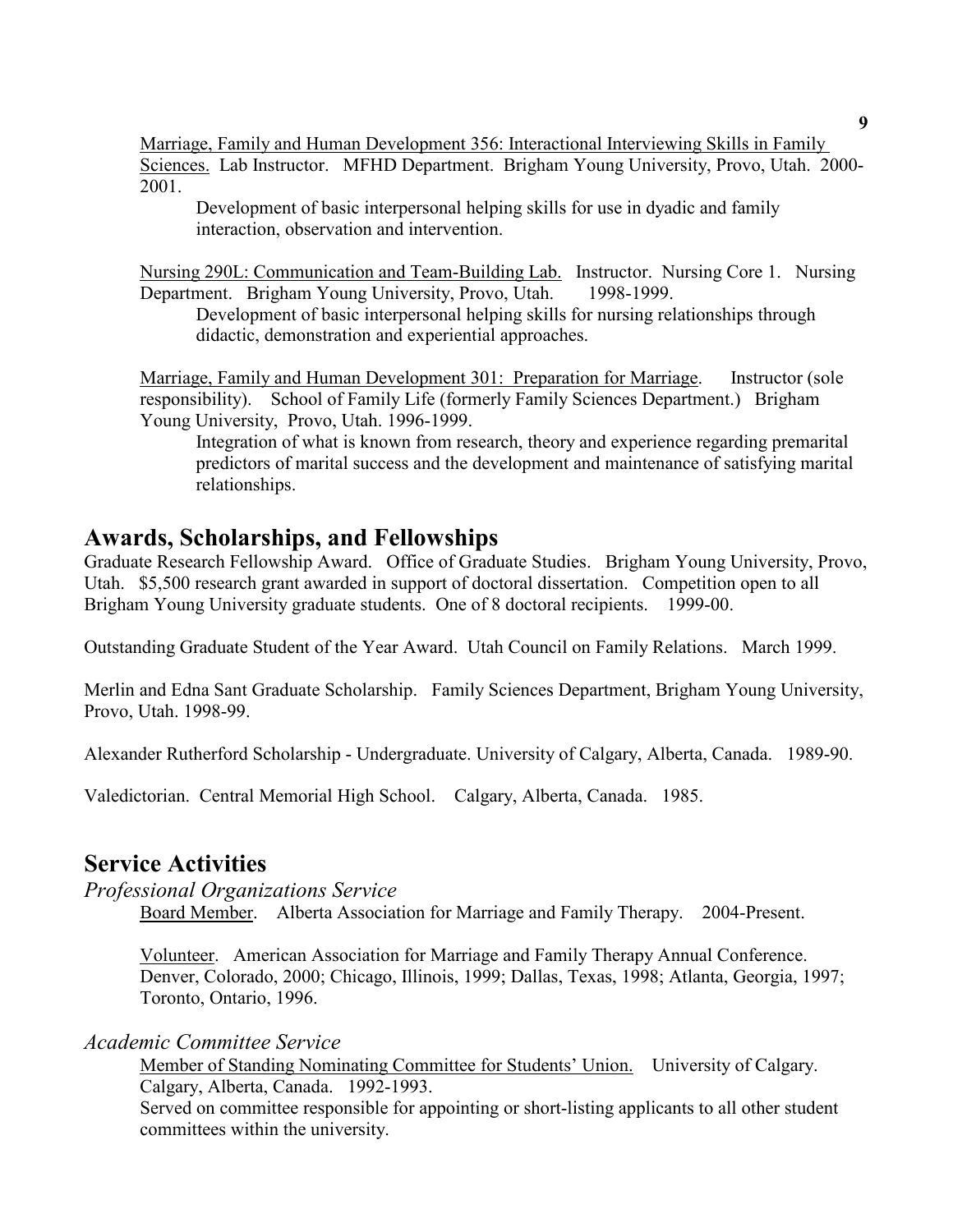Marriage, Family and Human Development 356: Interactional Interviewing Skills in Family Sciences. Lab Instructor. MFHD Department. Brigham Young University, Provo, Utah. 2000-2001.

Development of basic interpersonal helping skills for use in dyadic and family interaction, observation and intervention.

Nursing 290L: Communication and Team-Building Lab. Instructor. Nursing Core 1. Nursing Department. Brigham Young University, Provo, Utah. 1998-1999.

Development of basic interpersonal helping skills for nursing relationships through didactic, demonstration and experiential approaches.

Marriage, Family and Human Development 301: Preparation for Marriage. Instructor (sole responsibility). School of Family Life (formerly Family Sciences Department.) Brigham Young University, Provo, Utah. 1996-1999.

Integration of what is known from research, theory and experience regarding premarital predictors of marital success and the development and maintenance of satisfying marital relationships.

## Awards, Scholarships, and Fellowships

Graduate Research Fellowship Award. Office of Graduate Studies. Brigham Young University, Provo, Utah. $5,500 research grant awarded in support of doctoral dissertation. Competition open to all Brigham Young University graduate students. One of 8 doctoral recipients. 1999-00.

Outstanding Graduate Student of the Year Award. Utah Council on Family Relations. March 1999.

Merlin and Edna Sant Graduate Scholarship. Family Sciences Department, Brigham Young University, Provo, Utah. 1998-99.

Alexander Rutherford Scholarship - Undergraduate. University of Calgary, Alberta, Canada. 1989-90.

Valedictorian. Central Memorial High School. Calgary, Alberta, Canada. 1985.

## Service Activities

### *Professional Organizations Service*

Board Member. Alberta Association for Marriage and Family Therapy. 2004-Present.

Volunteer. American Association for Marriage and Family Therapy Annual Conference. Denver, Colorado, 2000; Chicago, Illinois, 1999; Dallas, Texas, 1998; Atlanta, Georgia, 1997; Toronto, Ontario, 1996.

### *Academic Committee Service*

Member of Standing Nominating Committee for Students' Union. University of Calgary. Calgary, Alberta, Canada. 1992-1993.

Served on committee responsible for appointing or short-listing applicants to all other student committees within the university.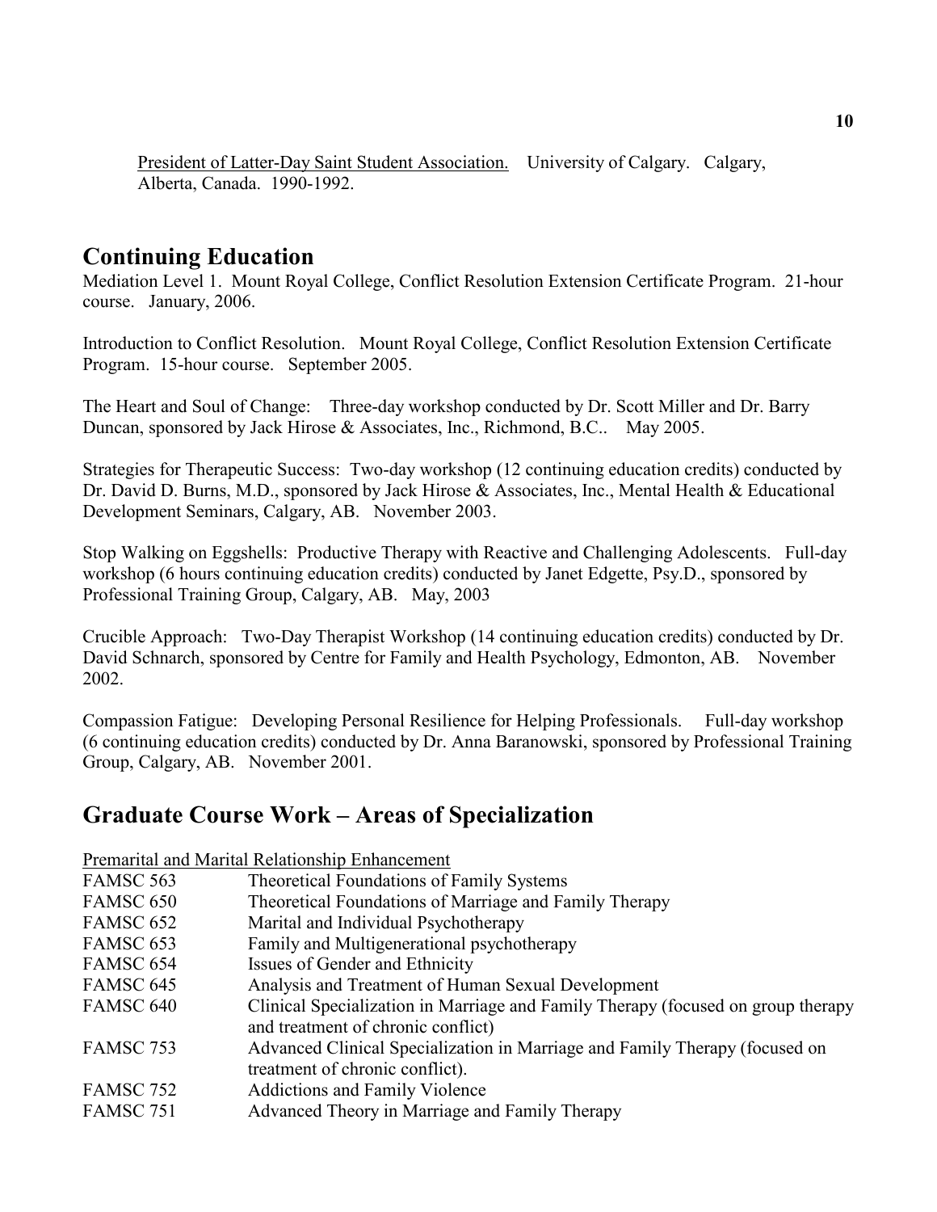President of Latter-Day Saint Student Association. University of Calgary. Calgary, Alberta, Canada. 1990-1992.

## Continuing Education

Mediation Level 1. Mount Royal College, Conflict Resolution Extension Certificate Program. 21-hour course. January, 2006.

Introduction to Conflict Resolution. Mount Royal College, Conflict Resolution Extension Certificate Program. 15-hour course. September 2005.

The Heart and Soul of Change: Three-day workshop conducted by Dr. Scott Miller and Dr. Barry Duncan, sponsored by Jack Hirose & Associates, Inc., Richmond, B.C.. May 2005.

Strategies for Therapeutic Success: Two-day workshop (12 continuing education credits) conducted by Dr. David D. Burns, M.D., sponsored by Jack Hirose & Associates, Inc., Mental Health & Educational Development Seminars, Calgary, AB. November 2003.

Stop Walking on Eggshells: Productive Therapy with Reactive and Challenging Adolescents. Full-day workshop (6 hours continuing education credits) conducted by Janet Edgette, Psy.D., sponsored by Professional Training Group, Calgary, AB. May, 2003

Crucible Approach: Two-Day Therapist Workshop (14 continuing education credits) conducted by Dr. David Schnarch, sponsored by Centre for Family and Health Psychology, Edmonton, AB. November 2002.

Compassion Fatigue: Developing Personal Resilience for Helping Professionals. Full-day workshop (6 continuing education credits) conducted by Dr. Anna Baranowski, sponsored by Professional Training Group, Calgary, AB. November 2001.

## Graduate Course Work – Areas of Specialization

Premarital and Marital Relationship Enhancement

| | |
|---|---|
| FAMSC 563 | Theoretical Foundations of Family Systems |
| FAMSC 650 | Theoretical Foundations of Marriage and Family Therapy |
| FAMSC 652 | Marital and Individual Psychotherapy |
| FAMSC 653 | Family and Multigenerational psychotherapy |
| FAMSC 654 | Issues of Gender and Ethnicity |
| FAMSC 645 | Analysis and Treatment of Human Sexual Development |
| FAMSC 640 | Clinical Specialization in Marriage and Family Therapy (focused on group therapy and treatment of chronic conflict) |
| FAMSC 753 | Advanced Clinical Specialization in Marriage and Family Therapy (focused on treatment of chronic conflict). |
| FAMSC 752 | Addictions and Family Violence |
| FAMSC 751 | Advanced Theory in Marriage and Family Therapy |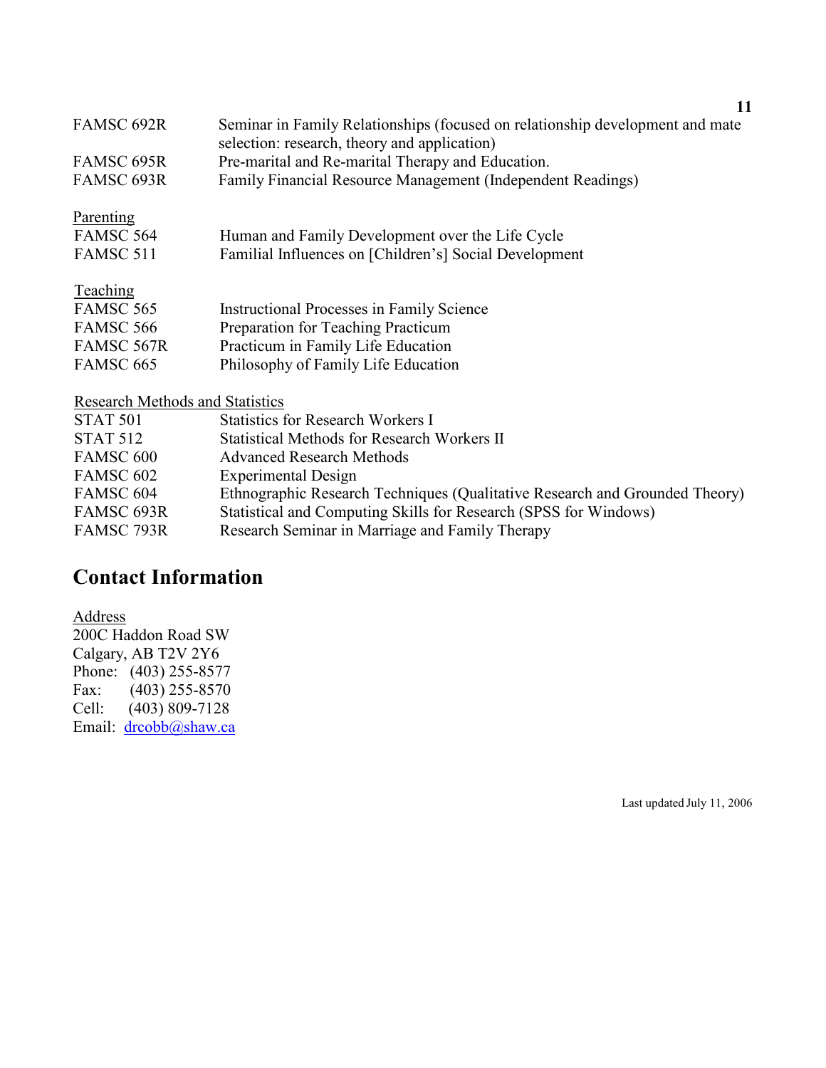| | |
|---|---|
| FAMSC 692R | Seminar in Family Relationships (focused on relationship development and mate selection: research, theory and application) |
| FAMSC 695R | Pre-marital and Re-marital Therapy and Education. |
| FAMSC 693R | Family Financial Resource Management (Independent Readings) |

Parenting

| | |
|---|---|
| FAMSC 564 | Human and Family Development over the Life Cycle |
| FAMSC 511 | Familial Influences on [Children's] Social Development |

Teaching

| | |
|---|---|
| FAMSC 565 | Instructional Processes in Family Science |
| FAMSC 566 | Preparation for Teaching Practicum |
| FAMSC 567R | Practicum in Family Life Education |
| FAMSC 665 | Philosophy of Family Life Education |

Research Methods and Statistics

| | |
|---|---|
| STAT 501 | Statistics for Research Workers I |
| STAT 512 | Statistical Methods for Research Workers II |
| FAMSC 600 | Advanced Research Methods |
| FAMSC 602 | Experimental Design |
| FAMSC 604 | Ethnographic Research Techniques (Qualitative Research and Grounded Theory) |
| FAMSC 693R | Statistical and Computing Skills for Research (SPSS for Windows) |
| FAMSC 793R | Research Seminar in Marriage and Family Therapy |

## Contact Information

Address
200C Haddon Road SW
Calgary, AB T2V 2Y6
Phone: (403) 255-8577
Fax: (403) 255-8570
Cell: (403) 809-7128
Email: drcobb@shaw.ca

Last updated July 11, 2006